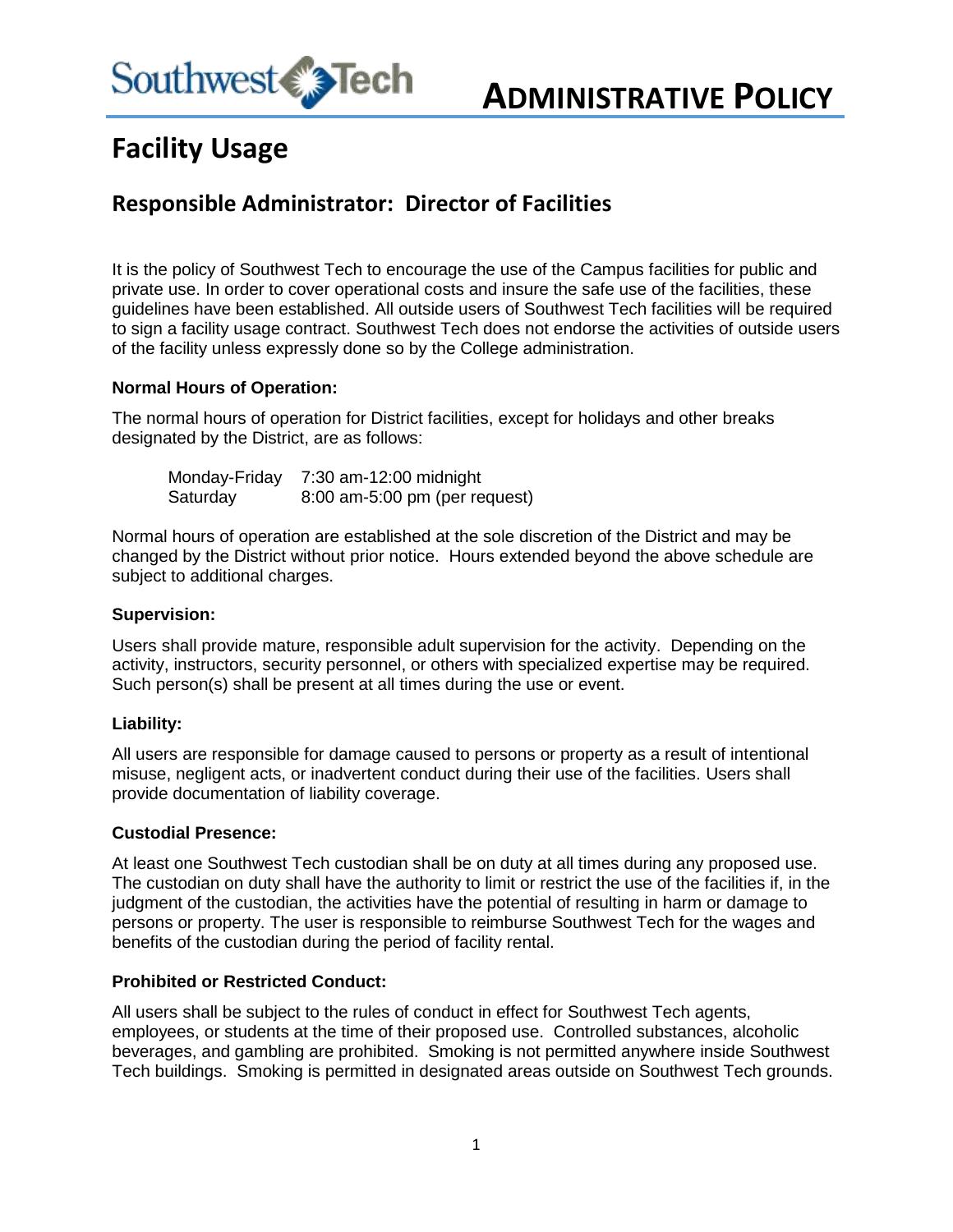Southwest Tech

# ADMINISTRATIVE POLICY

# Facility Usage

## Responsible Administrator: Director of Facilities

It is the policy of Southwest Tech to encourage the use of the Campus facilities for public and private use. In order to cover operational costs and insure the safe use of the facilities, these guidelines have been established. All outside users of Southwest Tech facilities will be required to sign a facility usage contract. Southwest Tech does not endorse the activities of outside users of the facility unless expressly done so by the College administration.

**Normal Hours of Operation:**

The normal hours of operation for District facilities, except for holidays and other breaks designated by the District, are as follows:

| | |
|---|---|
| Monday-Friday | 7:30 am-12:00 midnight |
| Saturday | 8:00 am-5:00 pm (per request) |

Normal hours of operation are established at the sole discretion of the District and may be changed by the District without prior notice. Hours extended beyond the above schedule are subject to additional charges.

**Supervision:**

Users shall provide mature, responsible adult supervision for the activity. Depending on the activity, instructors, security personnel, or others with specialized expertise may be required. Such person(s) shall be present at all times during the use or event.

**Liability:**

All users are responsible for damage caused to persons or property as a result of intentional misuse, negligent acts, or inadvertent conduct during their use of the facilities. Users shall provide documentation of liability coverage.

**Custodial Presence:**

At least one Southwest Tech custodian shall be on duty at all times during any proposed use. The custodian on duty shall have the authority to limit or restrict the use of the facilities if, in the judgment of the custodian, the activities have the potential of resulting in harm or damage to persons or property. The user is responsible to reimburse Southwest Tech for the wages and benefits of the custodian during the period of facility rental.

**Prohibited or Restricted Conduct:**

All users shall be subject to the rules of conduct in effect for Southwest Tech agents, employees, or students at the time of their proposed use. Controlled substances, alcoholic beverages, and gambling are prohibited. Smoking is not permitted anywhere inside Southwest Tech buildings. Smoking is permitted in designated areas outside on Southwest Tech grounds.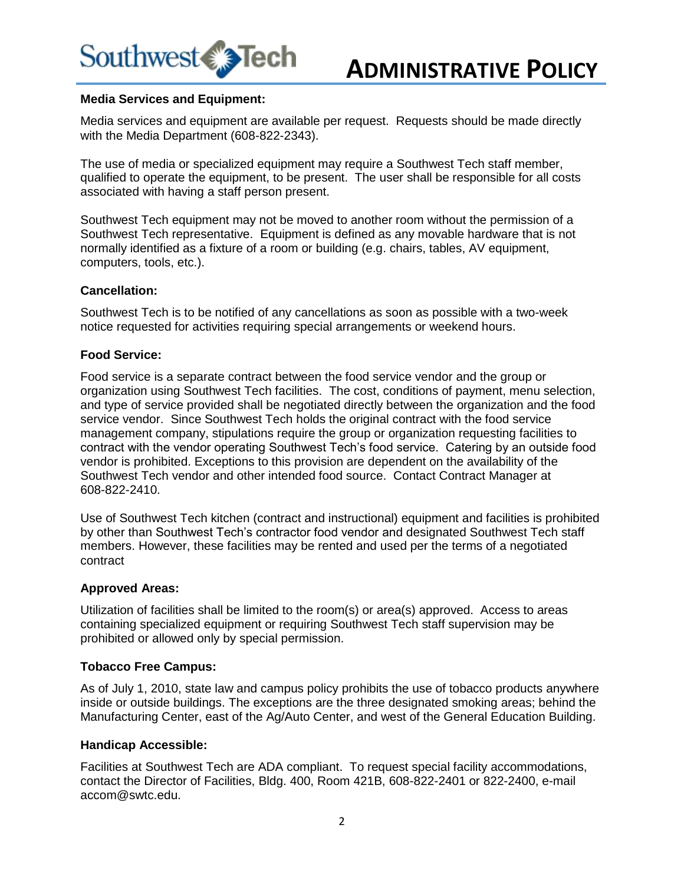**Media Services and Equipment:**

Media services and equipment are available per request. Requests should be made directly with the Media Department (608-822-2343).

The use of media or specialized equipment may require a Southwest Tech staff member, qualified to operate the equipment, to be present. The user shall be responsible for all costs associated with having a staff person present.

Southwest Tech equipment may not be moved to another room without the permission of a Southwest Tech representative. Equipment is defined as any movable hardware that is not normally identified as a fixture of a room or building (e.g. chairs, tables, AV equipment, computers, tools, etc.).

**Cancellation:**

Southwest Tech is to be notified of any cancellations as soon as possible with a two-week notice requested for activities requiring special arrangements or weekend hours.

**Food Service:**

Food service is a separate contract between the food service vendor and the group or organization using Southwest Tech facilities. The cost, conditions of payment, menu selection, and type of service provided shall be negotiated directly between the organization and the food service vendor. Since Southwest Tech holds the original contract with the food service management company, stipulations require the group or organization requesting facilities to contract with the vendor operating Southwest Tech's food service. Catering by an outside food vendor is prohibited. Exceptions to this provision are dependent on the availability of the Southwest Tech vendor and other intended food source. Contact Contract Manager at 608-822-2410.

Use of Southwest Tech kitchen (contract and instructional) equipment and facilities is prohibited by other than Southwest Tech's contractor food vendor and designated Southwest Tech staff members. However, these facilities may be rented and used per the terms of a negotiated contract

**Approved Areas:**

Utilization of facilities shall be limited to the room(s) or area(s) approved. Access to areas containing specialized equipment or requiring Southwest Tech staff supervision may be prohibited or allowed only by special permission.

**Tobacco Free Campus:**

As of July 1, 2010, state law and campus policy prohibits the use of tobacco products anywhere inside or outside buildings. The exceptions are the three designated smoking areas; behind the Manufacturing Center, east of the Ag/Auto Center, and west of the General Education Building.

**Handicap Accessible:**

Facilities at Southwest Tech are ADA compliant. To request special facility accommodations, contact the Director of Facilities, Bldg. 400, Room 421B, 608-822-2401 or 822-2400, e-mail accom@swtc.edu.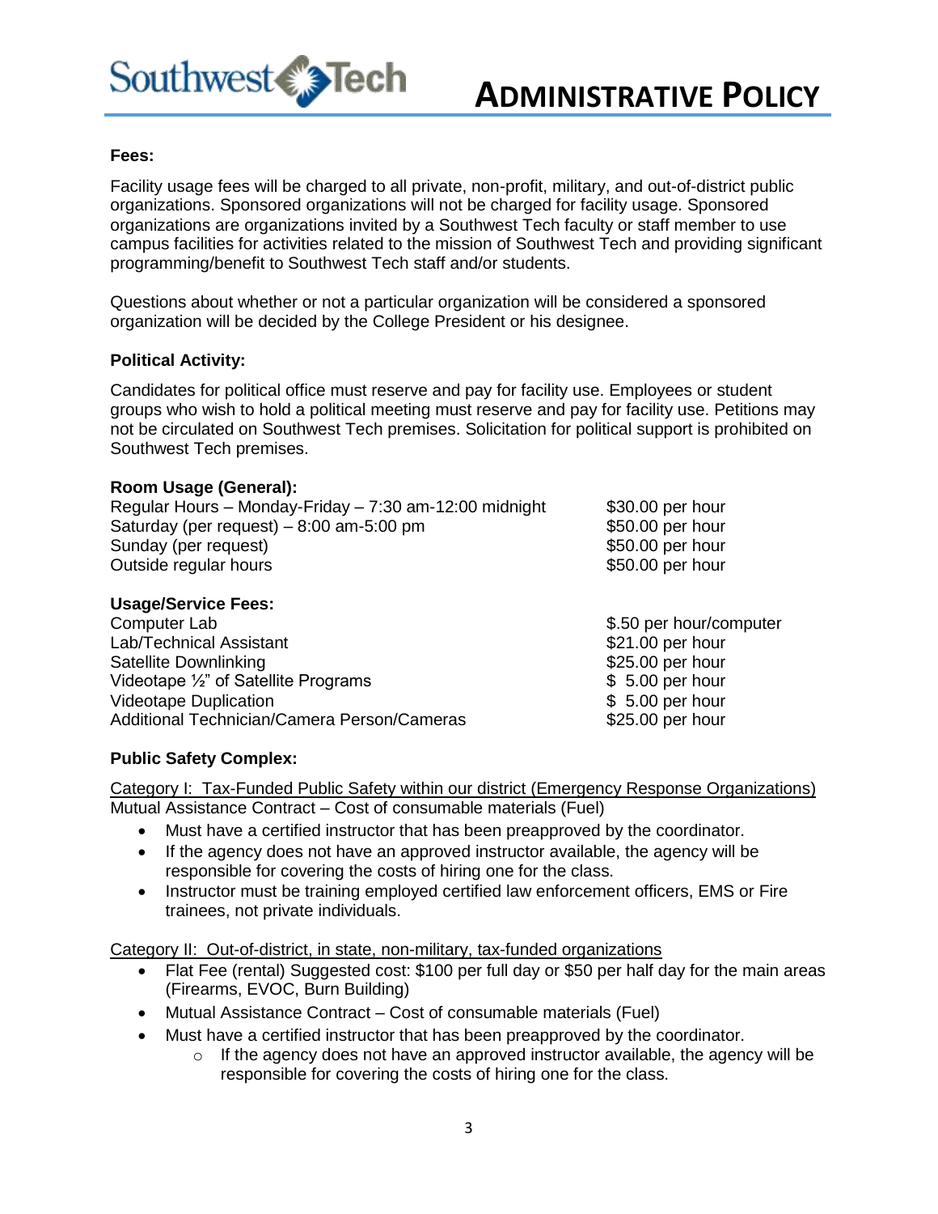**Fees:**

Facility usage fees will be charged to all private, non-profit, military, and out-of-district public organizations. Sponsored organizations will not be charged for facility usage. Sponsored organizations are organizations invited by a Southwest Tech faculty or staff member to use campus facilities for activities related to the mission of Southwest Tech and providing significant programming/benefit to Southwest Tech staff and/or students.

Questions about whether or not a particular organization will be considered a sponsored organization will be decided by the College President or his designee.

**Political Activity:**

Candidates for political office must reserve and pay for facility use. Employees or student groups who wish to hold a political meeting must reserve and pay for facility use. Petitions may not be circulated on Southwest Tech premises. Solicitation for political support is prohibited on Southwest Tech premises.

**Room Usage (General):**

| | |
|---|---|
| Regular Hours – Monday-Friday – 7:30 am-12:00 midnight | $30.00 per hour |
| Saturday (per request) – 8:00 am-5:00 pm | $50.00 per hour |
| Sunday (per request) | $50.00 per hour |
| Outside regular hours | $50.00 per hour |

**Usage/Service Fees:**

| | |
|---|---|
| Computer Lab | $.50 per hour/computer |
| Lab/Technical Assistant | $21.00 per hour |
| Satellite Downlinking | $25.00 per hour |
| Videotape ½" of Satellite Programs | $ 5.00 per hour |
| Videotape Duplication | $ 5.00 per hour |
| Additional Technician/Camera Person/Cameras | $25.00 per hour |

**Public Safety Complex:**

<u>Category I: Tax-Funded Public Safety within our district (Emergency Response Organizations)</u>
Mutual Assistance Contract – Cost of consumable materials (Fuel)

- Must have a certified instructor that has been preapproved by the coordinator.
- If the agency does not have an approved instructor available, the agency will be responsible for covering the costs of hiring one for the class.
- Instructor must be training employed certified law enforcement officers, EMS or Fire trainees, not private individuals.

<u>Category II: Out-of-district, in state, non-military, tax-funded organizations</u>

- Flat Fee (rental) Suggested cost: $100 per full day or $50 per half day for the main areas (Firearms, EVOC, Burn Building)
- Mutual Assistance Contract – Cost of consumable materials (Fuel)
- Must have a certified instructor that has been preapproved by the coordinator.
    - If the agency does not have an approved instructor available, the agency will be responsible for covering the costs of hiring one for the class.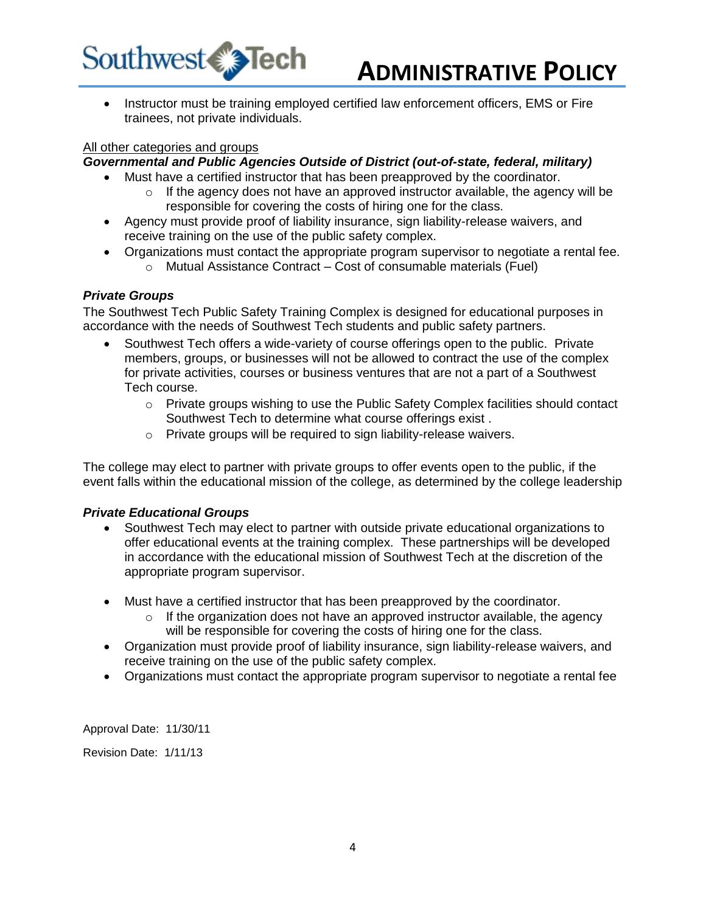- Instructor must be training employed certified law enforcement officers, EMS or Fire trainees, not private individuals.

<u>All other categories and groups</u>

***Governmental and Public Agencies Outside of District (out-of-state, federal, military)***

- Must have a certified instructor that has been preapproved by the coordinator.
    - If the agency does not have an approved instructor available, the agency will be responsible for covering the costs of hiring one for the class.
- Agency must provide proof of liability insurance, sign liability-release waivers, and receive training on the use of the public safety complex.
- Organizations must contact the appropriate program supervisor to negotiate a rental fee.
    - Mutual Assistance Contract – Cost of consumable materials (Fuel)

***Private Groups***

The Southwest Tech Public Safety Training Complex is designed for educational purposes in accordance with the needs of Southwest Tech students and public safety partners.

- Southwest Tech offers a wide-variety of course offerings open to the public. Private members, groups, or businesses will not be allowed to contract the use of the complex for private activities, courses or business ventures that are not a part of a Southwest Tech course.
    - Private groups wishing to use the Public Safety Complex facilities should contact Southwest Tech to determine what course offerings exist .
    - Private groups will be required to sign liability-release waivers.

The college may elect to partner with private groups to offer events open to the public, if the event falls within the educational mission of the college, as determined by the college leadership

***Private Educational Groups***

- Southwest Tech may elect to partner with outside private educational organizations to offer educational events at the training complex. These partnerships will be developed in accordance with the educational mission of Southwest Tech at the discretion of the appropriate program supervisor.
- Must have a certified instructor that has been preapproved by the coordinator.
    - If the organization does not have an approved instructor available, the agency will be responsible for covering the costs of hiring one for the class.
- Organization must provide proof of liability insurance, sign liability-release waivers, and receive training on the use of the public safety complex.
- Organizations must contact the appropriate program supervisor to negotiate a rental fee

Approval Date: 11/30/11

Revision Date: 1/11/13